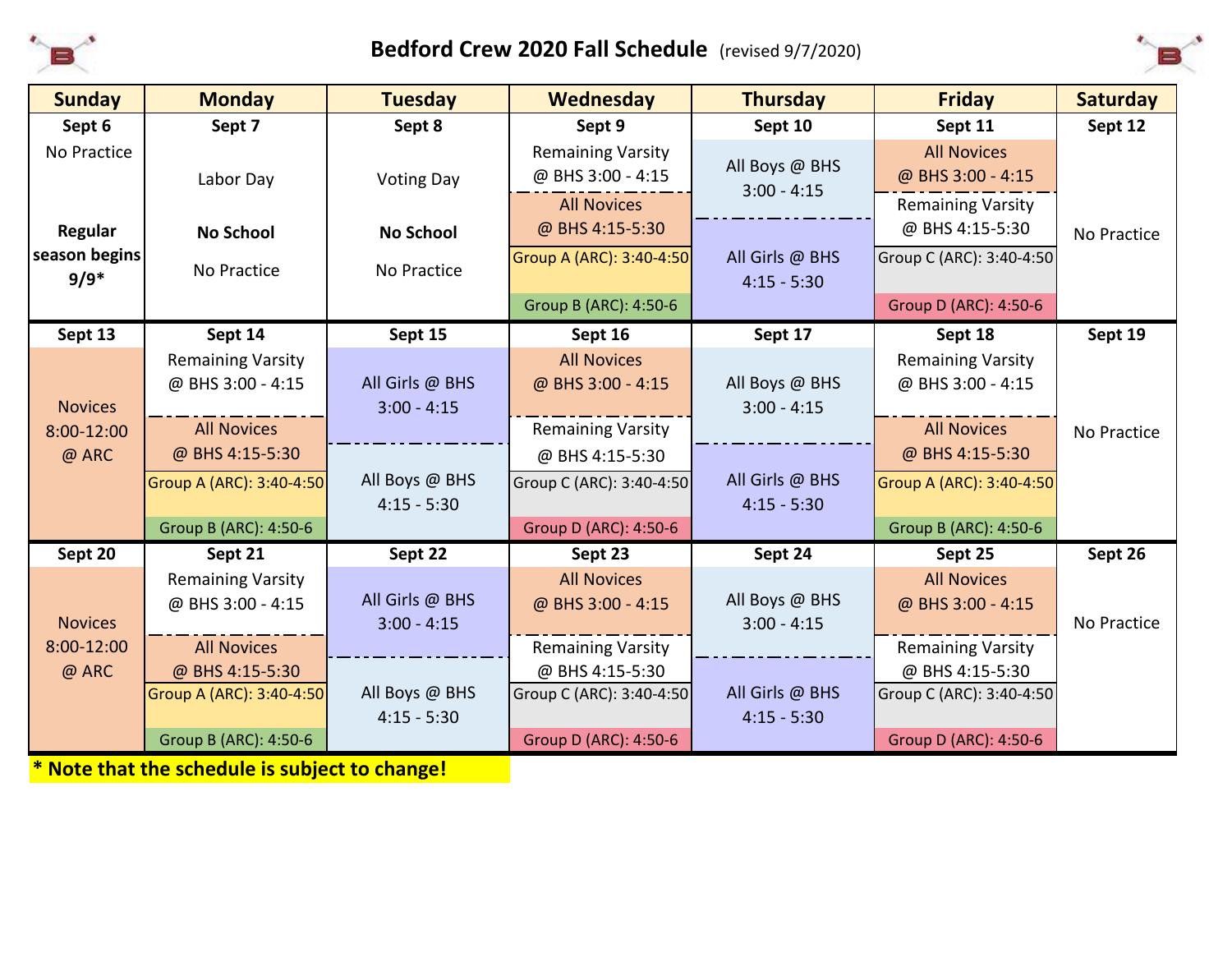# Bedford Crew 2020 Fall Schedule (revised 9/7/2020)

| Sunday | Monday | Tuesday | Wednesday | Thursday | Friday | Saturday |
|---|---|---|---|---|---|---|
| **Sept 6**<br>No Practice<br><br>**Regular season begins 9/9*** | **Sept 7**<br>Labor Day<br><br>**No School**<br>No Practice | **Sept 8**<br>Voting Day<br><br>**No School**<br>No Practice | **Sept 9**<br>Remaining Varsity @ BHS 3:00 - 4:15<br>All Novices @ BHS 4:15-5:30<br>Group A (ARC): 3:40-4:50<br>Group B (ARC): 4:50-6 | **Sept 10**<br>All Boys @ BHS 3:00 - 4:15<br>All Girls @ BHS 4:15 - 5:30 | **Sept 11**<br>All Novices @ BHS 3:00 - 4:15<br>Remaining Varsity @ BHS 4:15-5:30<br>Group C (ARC): 3:40-4:50<br>Group D (ARC): 4:50-6 | **Sept 12**<br>No Practice |
| **Sept 13**<br>Novices 8:00-12:00 @ ARC | **Sept 14**<br>Remaining Varsity @ BHS 3:00 - 4:15<br>All Novices @ BHS 4:15-5:30<br>Group A (ARC): 3:40-4:50<br>Group B (ARC): 4:50-6 | **Sept 15**<br>All Girls @ BHS 3:00 - 4:15<br>All Boys @ BHS 4:15 - 5:30 | **Sept 16**<br>All Novices @ BHS 3:00 - 4:15<br>Remaining Varsity @ BHS 4:15-5:30<br>Group C (ARC): 3:40-4:50<br>Group D (ARC): 4:50-6 | **Sept 17**<br>All Boys @ BHS 3:00 - 4:15<br>All Girls @ BHS 4:15 - 5:30 | **Sept 18**<br>Remaining Varsity @ BHS 3:00 - 4:15<br>All Novices @ BHS 4:15-5:30<br>Group A (ARC): 3:40-4:50<br>Group B (ARC): 4:50-6 | **Sept 19**<br>No Practice |
| **Sept 20**<br>Novices 8:00-12:00 @ ARC | **Sept 21**<br>Remaining Varsity @ BHS 3:00 - 4:15<br>All Novices @ BHS 4:15-5:30<br>Group A (ARC): 3:40-4:50<br>Group B (ARC): 4:50-6 | **Sept 22**<br>All Girls @ BHS 3:00 - 4:15<br>All Boys @ BHS 4:15 - 5:30 | **Sept 23**<br>All Novices @ BHS 3:00 - 4:15<br>Remaining Varsity @ BHS 4:15-5:30<br>Group C (ARC): 3:40-4:50<br>Group D (ARC): 4:50-6 | **Sept 24**<br>All Boys @ BHS 3:00 - 4:15<br>All Girls @ BHS 4:15 - 5:30 | **Sept 25**<br>All Novices @ BHS 3:00 - 4:15<br>Remaining Varsity @ BHS 4:15-5:30<br>Group C (ARC): 3:40-4:50<br>Group D (ARC): 4:50-6 | **Sept 26**<br>No Practice |

**\* Note that the schedule is subject to change!**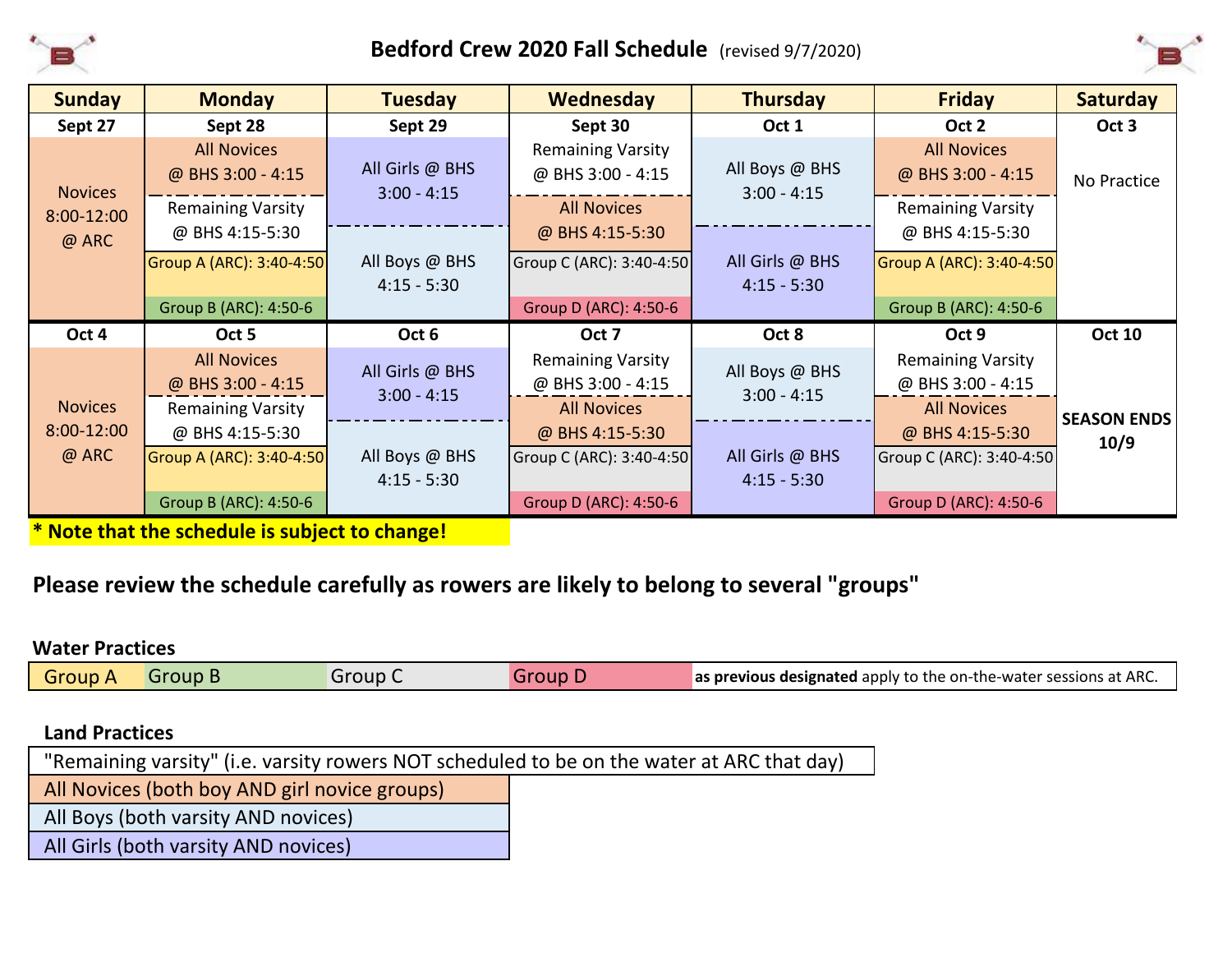# Bedford Crew 2020 Fall Schedule (revised 9/7/2020)

| Sunday | Monday | Tuesday | Wednesday | Thursday | Friday | Saturday |
|---|---|---|---|---|---|---|
| **Sept 27** | **Sept 28** | **Sept 29** | **Sept 30** | **Oct 1** | **Oct 2** | **Oct 3** |
| Novices 8:00-12:00 @ ARC | All Novices @ BHS 3:00 - 4:15<br>Remaining Varsity @ BHS 4:15-5:30<br>Group A (ARC): 3:40-4:50<br>Group B (ARC): 4:50-6 | All Girls @ BHS 3:00 - 4:15<br>All Boys @ BHS 4:15 - 5:30 | Remaining Varsity @ BHS 3:00 - 4:15<br>All Novices @ BHS 4:15-5:30<br>Group C (ARC): 3:40-4:50<br>Group D (ARC): 4:50-6 | All Boys @ BHS 3:00 - 4:15<br>All Girls @ BHS 4:15 - 5:30 | All Novices @ BHS 3:00 - 4:15<br>Remaining Varsity @ BHS 4:15-5:30<br>Group A (ARC): 3:40-4:50<br>Group B (ARC): 4:50-6 | No Practice |
| **Oct 4** | **Oct 5** | **Oct 6** | **Oct 7** | **Oct 8** | **Oct 9** | **Oct 10** |
| Novices 8:00-12:00 @ ARC | All Novices @ BHS 3:00 - 4:15<br>Remaining Varsity @ BHS 4:15-5:30<br>Group A (ARC): 3:40-4:50<br>Group B (ARC): 4:50-6 | All Girls @ BHS 3:00 - 4:15<br>All Boys @ BHS 4:15 - 5:30 | Remaining Varsity @ BHS 3:00 - 4:15<br>All Novices @ BHS 4:15-5:30<br>Group C (ARC): 3:40-4:50<br>Group D (ARC): 4:50-6 | All Boys @ BHS 3:00 - 4:15<br>All Girls @ BHS 4:15 - 5:30 | Remaining Varsity @ BHS 3:00 - 4:15<br>All Novices @ BHS 4:15-5:30<br>Group C (ARC): 3:40-4:50<br>Group D (ARC): 4:50-6 | **SEASON ENDS 10/9** |

**\* Note that the schedule is subject to change!**

**Please review the schedule carefully as rowers are likely to belong to several "groups"**

**Water Practices**

Group A | Group B | Group C | Group D **as previous designated** apply to the on-the-water sessions at ARC.

**Land Practices**

- "Remaining varsity" (i.e. varsity rowers NOT scheduled to be on the water at ARC that day)
- All Novices (both boy AND girl novice groups)
- All Boys (both varsity AND novices)
- All Girls (both varsity AND novices)